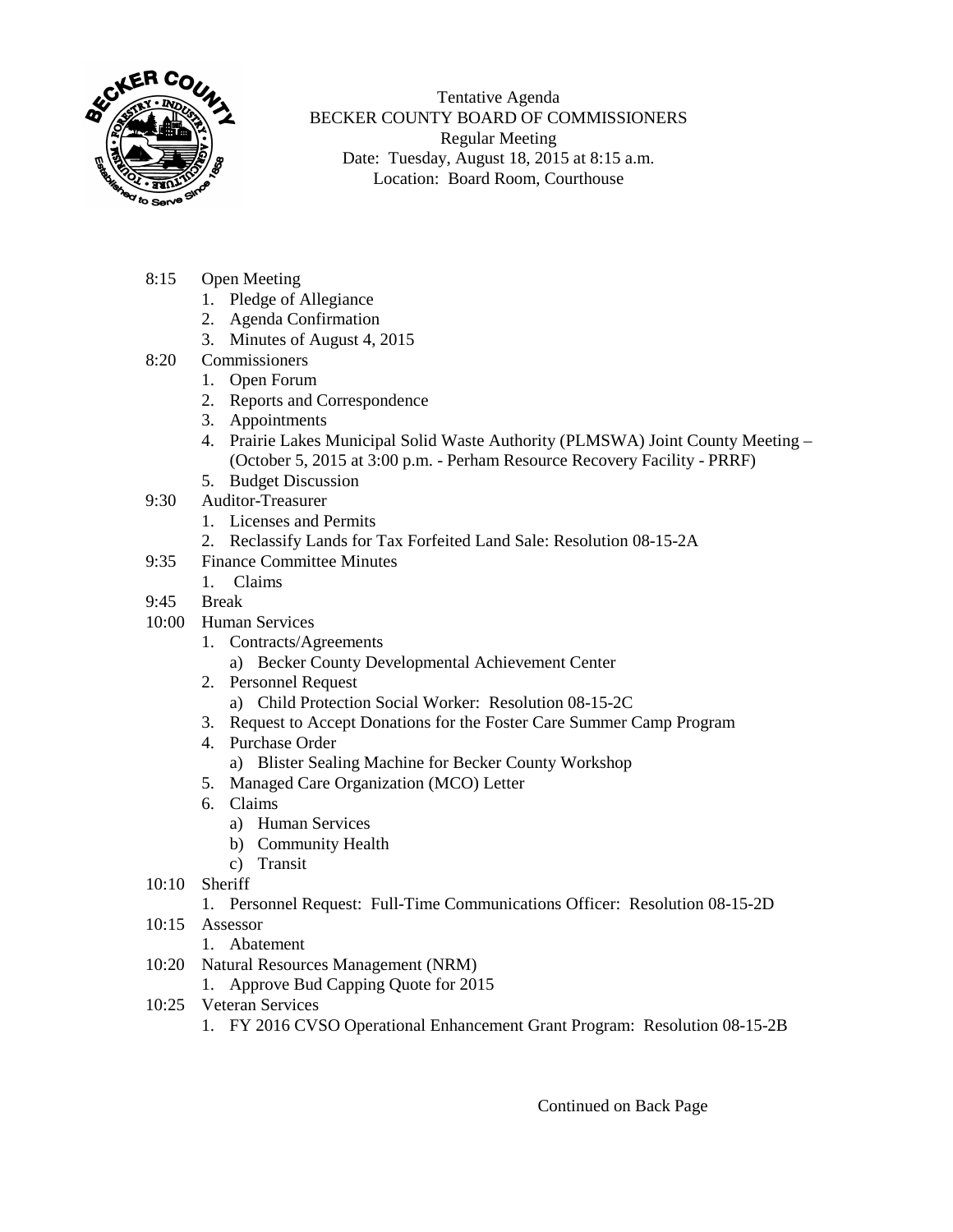Tentative Agenda
BECKER COUNTY BOARD OF COMMISSIONERS
Regular Meeting
Date: Tuesday, August 18, 2015 at 8:15 a.m.
Location: Board Room, Courthouse

- 8:15 Open Meeting
  1. Pledge of Allegiance
  2. Agenda Confirmation
  3. Minutes of August 4, 2015
- 8:20 Commissioners
  1. Open Forum
  2. Reports and Correspondence
  3. Appointments
  4. Prairie Lakes Municipal Solid Waste Authority (PLMSWA) Joint County Meeting – (October 5, 2015 at 3:00 p.m. - Perham Resource Recovery Facility - PRRF)
  5. Budget Discussion
- 9:30 Auditor-Treasurer
  1. Licenses and Permits
  2. Reclassify Lands for Tax Forfeited Land Sale: Resolution 08-15-2A
- 9:35 Finance Committee Minutes
  1. Claims
- 9:45 Break
- 10:00 Human Services
  1. Contracts/Agreements
     a) Becker County Developmental Achievement Center
  2. Personnel Request
     a) Child Protection Social Worker: Resolution 08-15-2C
  3. Request to Accept Donations for the Foster Care Summer Camp Program
  4. Purchase Order
     a) Blister Sealing Machine for Becker County Workshop
  5. Managed Care Organization (MCO) Letter
  6. Claims
     a) Human Services
     b) Community Health
     c) Transit
- 10:10 Sheriff
  1. Personnel Request: Full-Time Communications Officer: Resolution 08-15-2D
- 10:15 Assessor
  1. Abatement
- 10:20 Natural Resources Management (NRM)
  1. Approve Bud Capping Quote for 2015
- 10:25 Veteran Services
  1. FY 2016 CVSO Operational Enhancement Grant Program: Resolution 08-15-2B

Continued on Back Page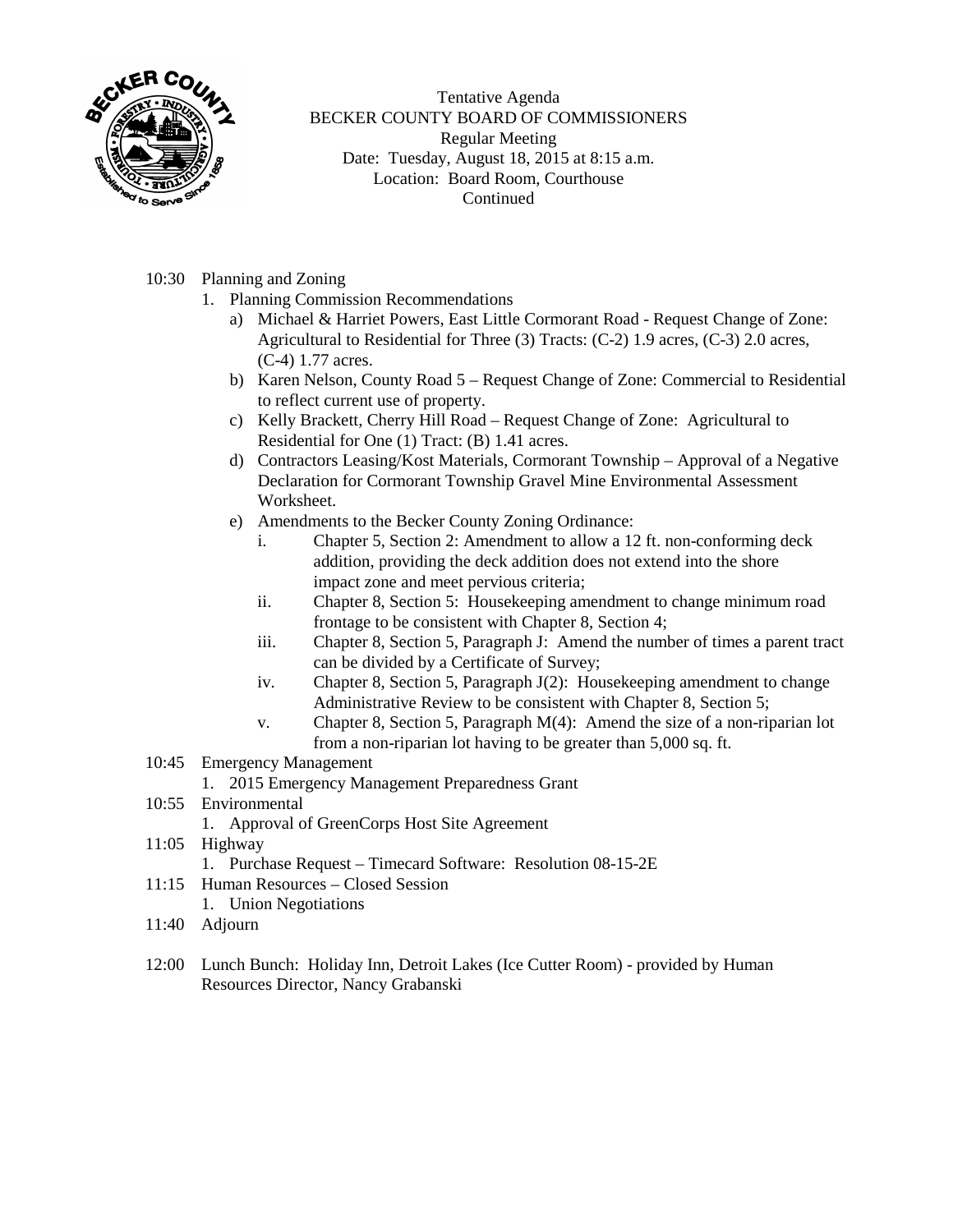Tentative Agenda
BECKER COUNTY BOARD OF COMMISSIONERS
Regular Meeting
Date: Tuesday, August 18, 2015 at 8:15 a.m.
Location: Board Room, Courthouse
Continued

10:30 Planning and Zoning

1. Planning Commission Recommendations
   a) Michael & Harriet Powers, East Little Cormorant Road - Request Change of Zone: Agricultural to Residential for Three (3) Tracts: (C-2) 1.9 acres, (C-3) 2.0 acres, (C-4) 1.77 acres.
   b) Karen Nelson, County Road 5 – Request Change of Zone: Commercial to Residential to reflect current use of property.
   c) Kelly Brackett, Cherry Hill Road – Request Change of Zone: Agricultural to Residential for One (1) Tract: (B) 1.41 acres.
   d) Contractors Leasing/Kost Materials, Cormorant Township – Approval of a Negative Declaration for Cormorant Township Gravel Mine Environmental Assessment Worksheet.
   e) Amendments to the Becker County Zoning Ordinance:
      i. Chapter 5, Section 2: Amendment to allow a 12 ft. non-conforming deck addition, providing the deck addition does not extend into the shore impact zone and meet pervious criteria;
      ii. Chapter 8, Section 5: Housekeeping amendment to change minimum road frontage to be consistent with Chapter 8, Section 4;
      iii. Chapter 8, Section 5, Paragraph J: Amend the number of times a parent tract can be divided by a Certificate of Survey;
      iv. Chapter 8, Section 5, Paragraph J(2): Housekeeping amendment to change Administrative Review to be consistent with Chapter 8, Section 5;
      v. Chapter 8, Section 5, Paragraph M(4): Amend the size of a non-riparian lot from a non-riparian lot having to be greater than 5,000 sq. ft.

10:45 Emergency Management

1. 2015 Emergency Management Preparedness Grant

10:55 Environmental

1. Approval of GreenCorps Host Site Agreement

11:05 Highway

1. Purchase Request – Timecard Software: Resolution 08-15-2E

11:15 Human Resources – Closed Session

1. Union Negotiations

11:40 Adjourn

12:00 Lunch Bunch: Holiday Inn, Detroit Lakes (Ice Cutter Room) - provided by Human Resources Director, Nancy Grabanski